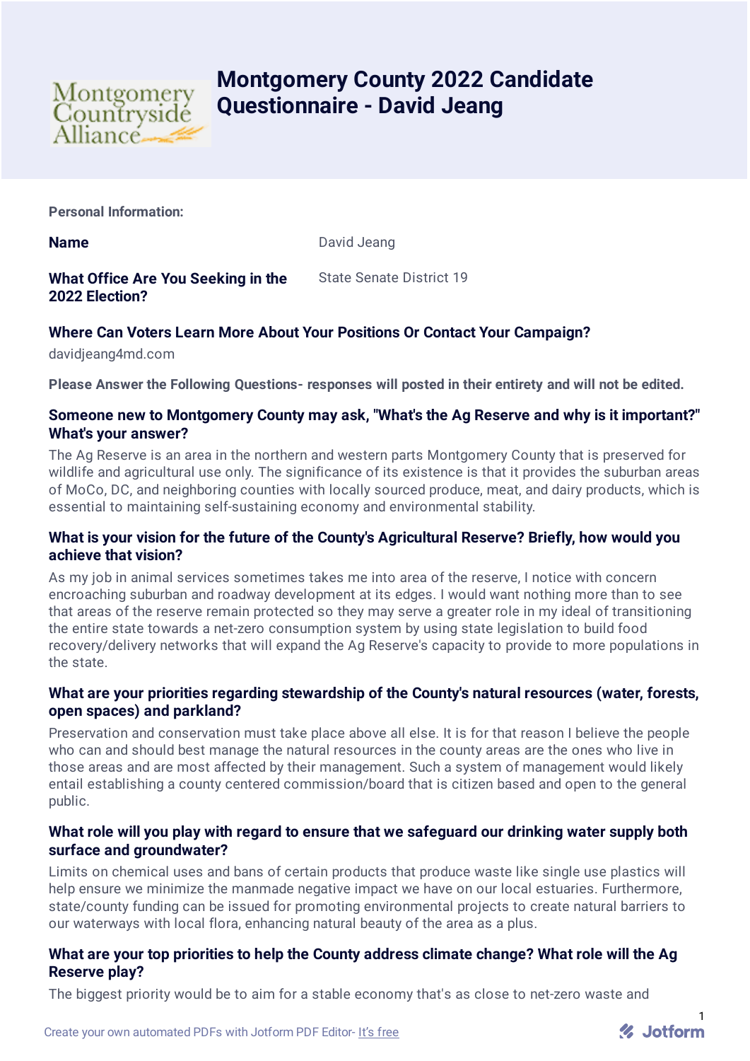# Montgomery County 2022 Candidate Questionnaire - David Jeang

Montgomery Countryside Alliance

**Personal Information:**

**Name**

David Jeang

**What Office Are You Seeking in the 2022 Election?**

State Senate District 19

**Where Can Voters Learn More About Your Positions Or Contact Your Campaign?**

davidjeang4md.com

**Please Answer the Following Questions- responses will posted in their entirety and will not be edited.**

**Someone new to Montgomery County may ask, "What's the Ag Reserve and why is it important?" What's your answer?**

The Ag Reserve is an area in the northern and western parts Montgomery County that is preserved for wildlife and agricultural use only. The significance of its existence is that it provides the suburban areas of MoCo, DC, and neighboring counties with locally sourced produce, meat, and dairy products, which is essential to maintaining self-sustaining economy and environmental stability.

**What is your vision for the future of the County's Agricultural Reserve? Briefly, how would you achieve that vision?**

As my job in animal services sometimes takes me into area of the reserve, I notice with concern encroaching suburban and roadway development at its edges. I would want nothing more than to see that areas of the reserve remain protected so they may serve a greater role in my ideal of transitioning the entire state towards a net-zero consumption system by using state legislation to build food recovery/delivery networks that will expand the Ag Reserve's capacity to provide to more populations in the state.

**What are your priorities regarding stewardship of the County's natural resources (water, forests, open spaces) and parkland?**

Preservation and conservation must take place above all else. It is for that reason I believe the people who can and should best manage the natural resources in the county areas are the ones who live in those areas and are most affected by their management. Such a system of management would likely entail establishing a county centered commission/board that is citizen based and open to the general public.

**What role will you play with regard to ensure that we safeguard our drinking water supply both surface and groundwater?**

Limits on chemical uses and bans of certain products that produce waste like single use plastics will help ensure we minimize the manmade negative impact we have on our local estuaries. Furthermore, state/county funding can be issued for promoting environmental projects to create natural barriers to our waterways with local flora, enhancing natural beauty of the area as a plus.

**What are your top priorities to help the County address climate change? What role will the Ag Reserve play?**

The biggest priority would be to aim for a stable economy that's as close to net-zero waste and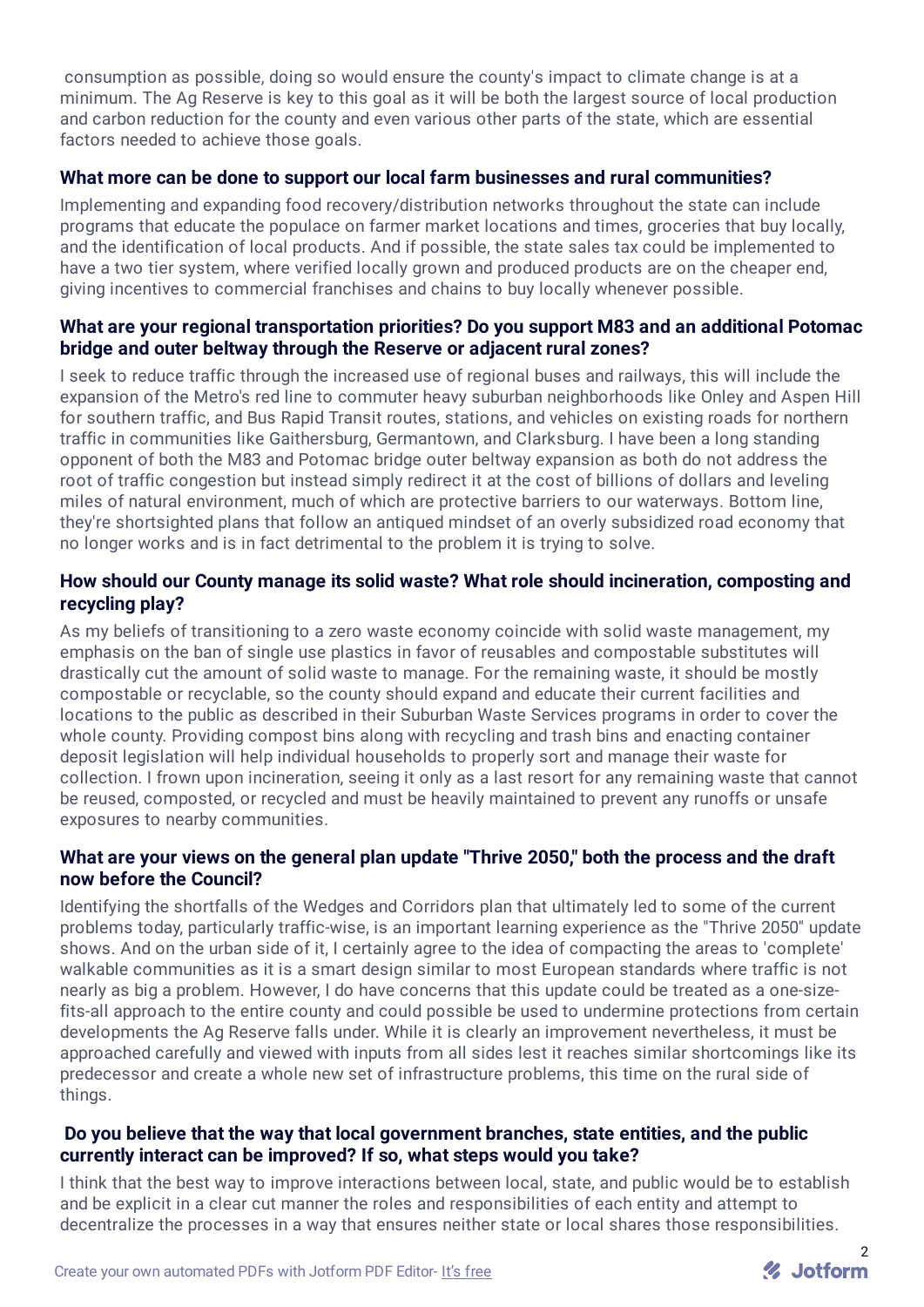consumption as possible, doing so would ensure the county's impact to climate change is at a minimum. The Ag Reserve is key to this goal as it will be both the largest source of local production and carbon reduction for the county and even various other parts of the state, which are essential factors needed to achieve those goals.

### What more can be done to support our local farm businesses and rural communities?

Implementing and expanding food recovery/distribution networks throughout the state can include programs that educate the populace on farmer market locations and times, groceries that buy locally, and the identification of local products. And if possible, the state sales tax could be implemented to have a two tier system, where verified locally grown and produced products are on the cheaper end, giving incentives to commercial franchises and chains to buy locally whenever possible.

### What are your regional transportation priorities? Do you support M83 and an additional Potomac bridge and outer beltway through the Reserve or adjacent rural zones?

I seek to reduce traffic through the increased use of regional buses and railways, this will include the expansion of the Metro's red line to commuter heavy suburban neighborhoods like Onley and Aspen Hill for southern traffic, and Bus Rapid Transit routes, stations, and vehicles on existing roads for northern traffic in communities like Gaithersburg, Germantown, and Clarksburg. I have been a long standing opponent of both the M83 and Potomac bridge outer beltway expansion as both do not address the root of traffic congestion but instead simply redirect it at the cost of billions of dollars and leveling miles of natural environment, much of which are protective barriers to our waterways. Bottom line, they're shortsighted plans that follow an antiqued mindset of an overly subsidized road economy that no longer works and is in fact detrimental to the problem it is trying to solve.

### How should our County manage its solid waste? What role should incineration, composting and recycling play?

As my beliefs of transitioning to a zero waste economy coincide with solid waste management, my emphasis on the ban of single use plastics in favor of reusables and compostable substitutes will drastically cut the amount of solid waste to manage. For the remaining waste, it should be mostly compostable or recyclable, so the county should expand and educate their current facilities and locations to the public as described in their Suburban Waste Services programs in order to cover the whole county. Providing compost bins along with recycling and trash bins and enacting container deposit legislation will help individual households to properly sort and manage their waste for collection. I frown upon incineration, seeing it only as a last resort for any remaining waste that cannot be reused, composted, or recycled and must be heavily maintained to prevent any runoffs or unsafe exposures to nearby communities.

### What are your views on the general plan update "Thrive 2050," both the process and the draft now before the Council?

Identifying the shortfalls of the Wedges and Corridors plan that ultimately led to some of the current problems today, particularly traffic-wise, is an important learning experience as the "Thrive 2050" update shows. And on the urban side of it, I certainly agree to the idea of compacting the areas to 'complete' walkable communities as it is a smart design similar to most European standards where traffic is not nearly as big a problem. However, I do have concerns that this update could be treated as a one-size-fits-all approach to the entire county and could possible be used to undermine protections from certain developments the Ag Reserve falls under. While it is clearly an improvement nevertheless, it must be approached carefully and viewed with inputs from all sides lest it reaches similar shortcomings like its predecessor and create a whole new set of infrastructure problems, this time on the rural side of things.

### Do you believe that the way that local government branches, state entities, and the public currently interact can be improved? If so, what steps would you take?

I think that the best way to improve interactions between local, state, and public would be to establish and be explicit in a clear cut manner the roles and responsibilities of each entity and attempt to decentralize the processes in a way that ensures neither state or local shares those responsibilities.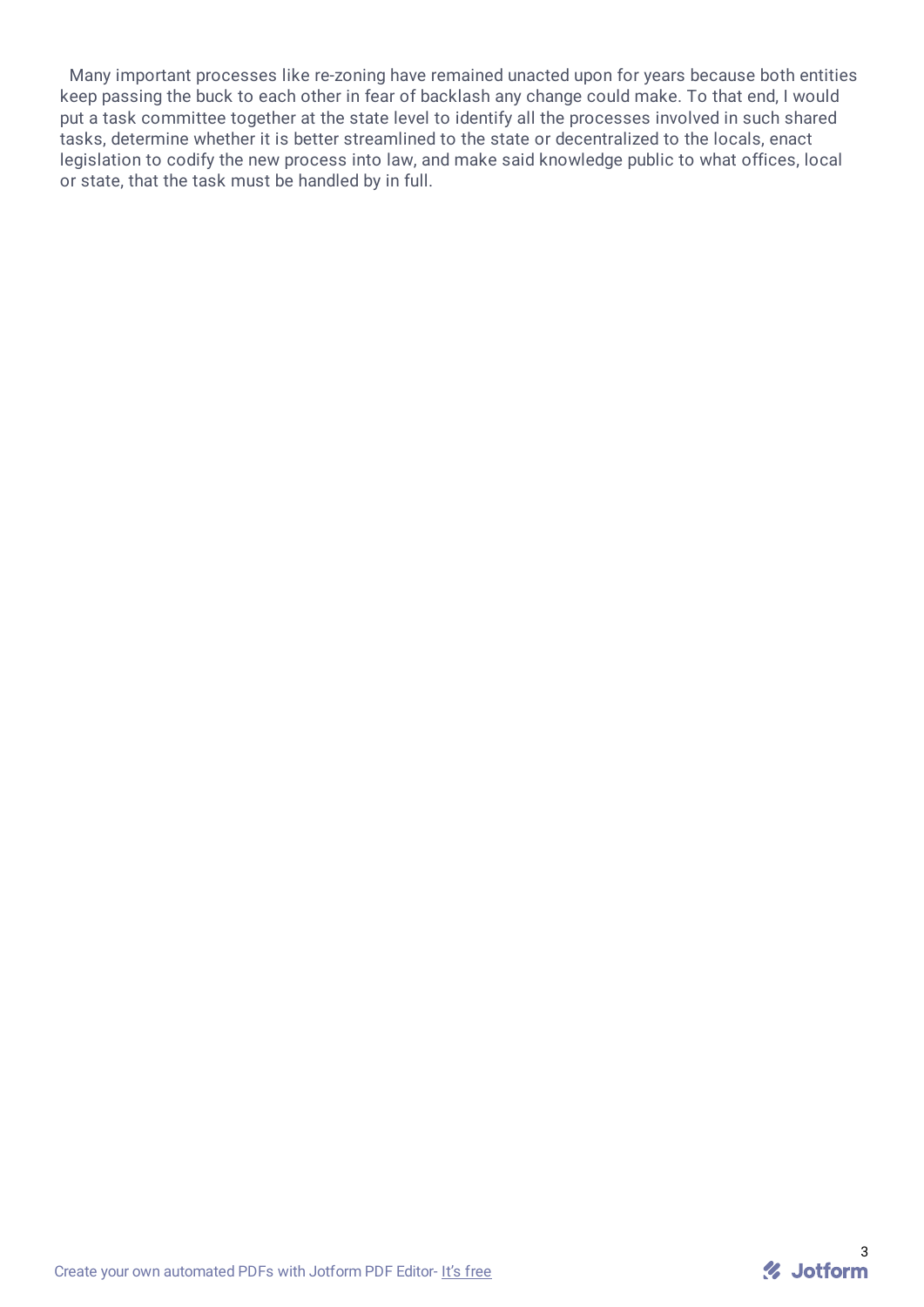Many important processes like re-zoning have remained unacted upon for years because both entities keep passing the buck to each other in fear of backlash any change could make. To that end, I would put a task committee together at the state level to identify all the processes involved in such shared tasks, determine whether it is better streamlined to the state or decentralized to the locals, enact legislation to codify the new process into law, and make said knowledge public to what offices, local or state, that the task must be handled by in full.